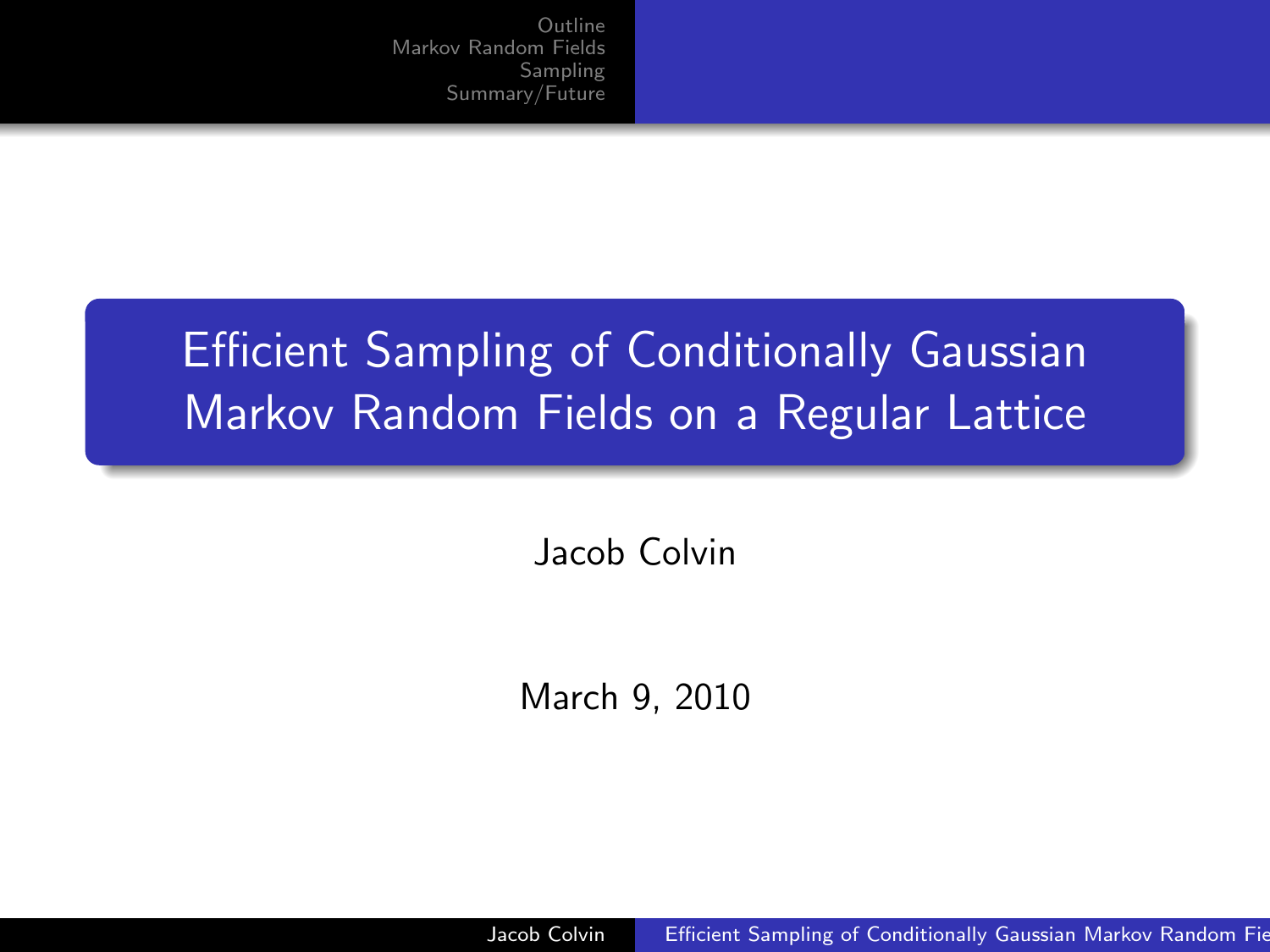# Efficient Sampling of Conditionally Gaussian Markov Random Fields on a Regular Lattice

Jacob Colvin

March 9, 2010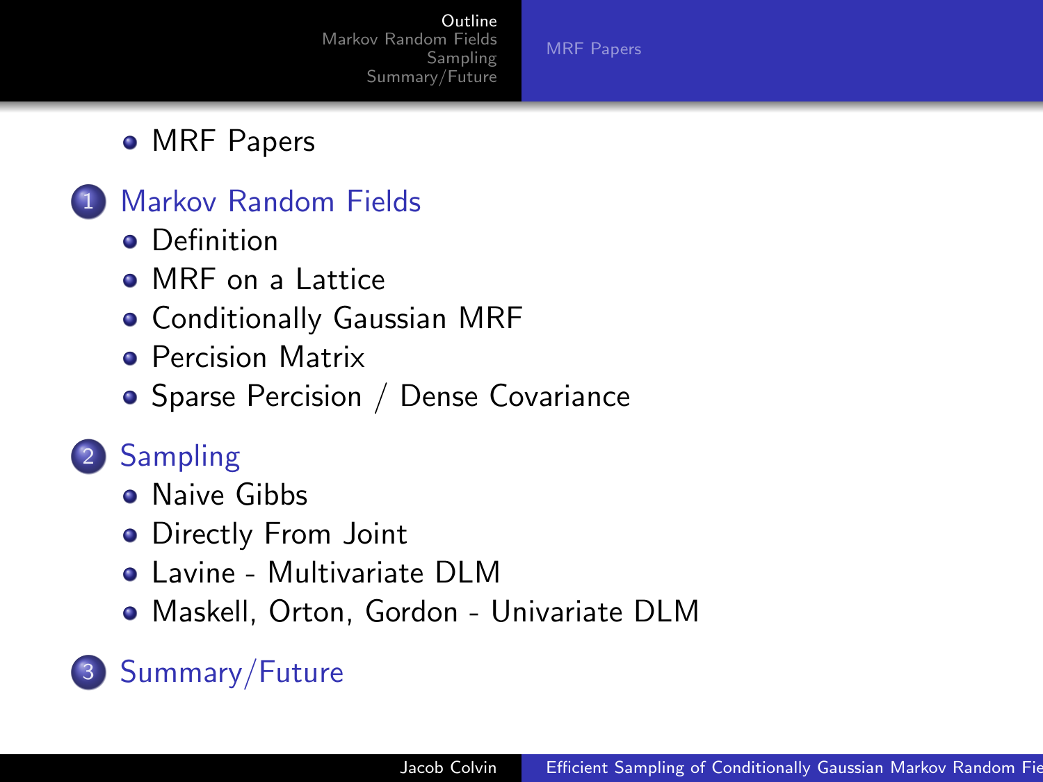- MRF Papers

1. Markov Random Fields
   - Definition
   - MRF on a Lattice
   - Conditionally Gaussian MRF
   - Percision Matrix
   - Sparse Percision / Dense Covariance

2. Sampling
   - Naive Gibbs
   - Directly From Joint
   - Lavine - Multivariate DLM
   - Maskell, Orton, Gordon - Univariate DLM

3. Summary/Future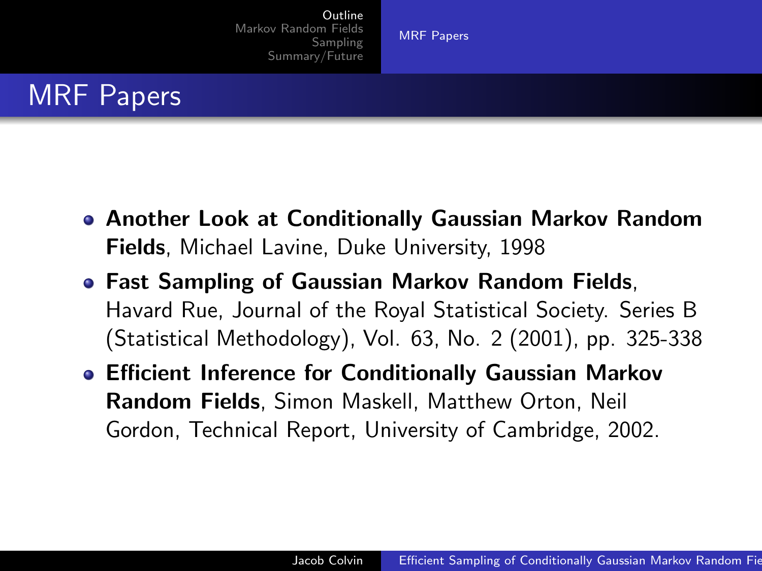# MRF Papers

- **Another Look at Conditionally Gaussian Markov Random Fields**, Michael Lavine, Duke University, 1998
- **Fast Sampling of Gaussian Markov Random Fields**, Havard Rue, Journal of the Royal Statistical Society. Series B (Statistical Methodology), Vol. 63, No. 2 (2001), pp. 325-338
- **Efficient Inference for Conditionally Gaussian Markov Random Fields**, Simon Maskell, Matthew Orton, Neil Gordon, Technical Report, University of Cambridge, 2002.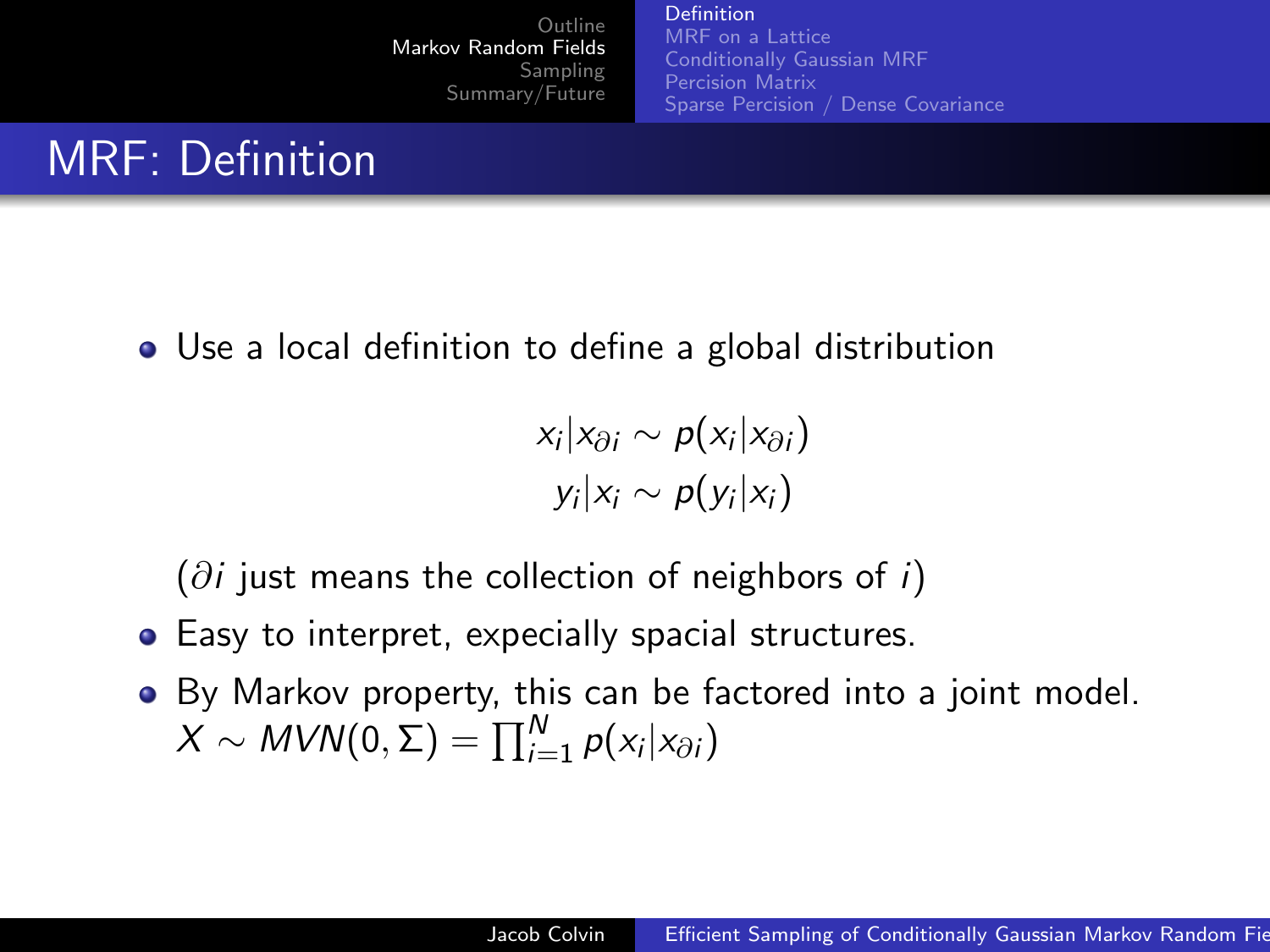# MRF: Definition

- Use a local definition to define a global distribution

$$x_i | x_{\partial i} \sim p(x_i | x_{\partial i})$$
$$y_i | x_i \sim p(y_i | x_i)$$

($\partial i$ just means the collection of neighbors of $i$)

- Easy to interpret, expecially spacial structures.
- By Markov property, this can be factored into a joint model. $X \sim MVN(0, \Sigma) = \prod_{i=1}^{N} p(x_i | x_{\partial i})$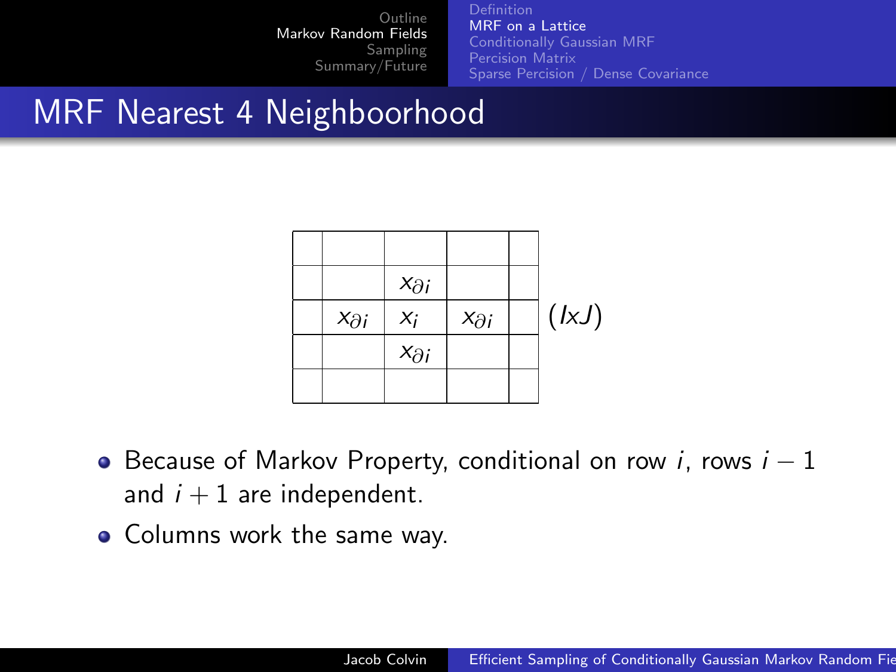# MRF Nearest 4 Neighboorhood

| | | | | |
|---|---|---|---|---|
| | | | | |
| | | $x_{\partial i}$ | | |
| | $x_{\partial i}$ | $x_i$ | $x_{\partial i}$ | |
| | | $x_{\partial i}$ | | |
| | | | | |

$(IxJ)$

- Because of Markov Property, conditional on row $i$, rows $i-1$ and $i+1$ are independent.
- Columns work the same way.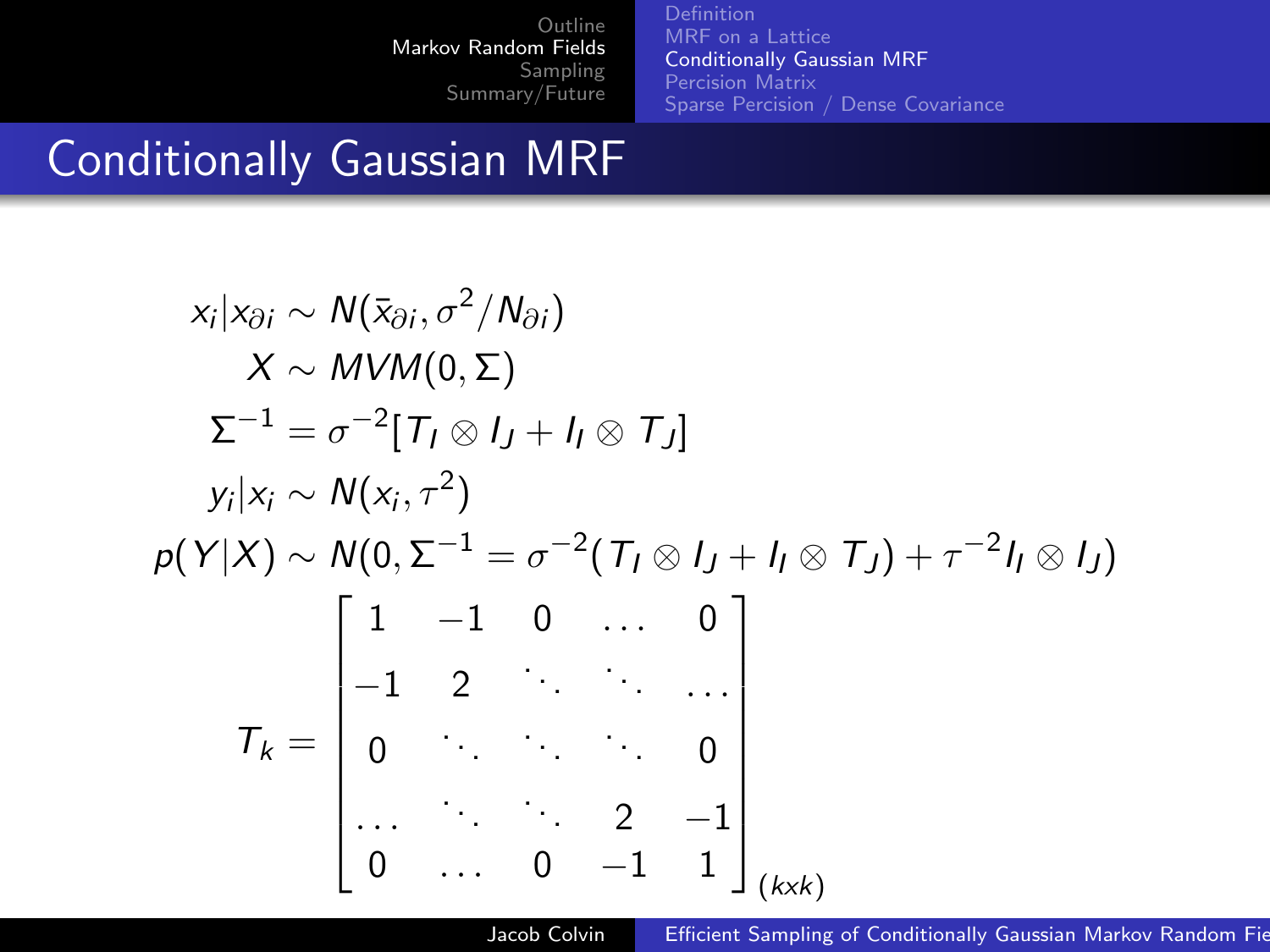# Conditionally Gaussian MRF

$$x_i | x_{\partial i} \sim N(\bar{x}_{\partial i}, \sigma^2 / N_{\partial i})$$

$$X \sim MVM(0, \Sigma)$$

$$\Sigma^{-1} = \sigma^{-2}[T_I \otimes I_J + I_I \otimes T_J]$$

$$y_i | x_i \sim N(x_i, \tau^2)$$

$$p(Y|X) \sim N(0, \Sigma^{-1} = \sigma^{-2}(T_I \otimes I_J + I_I \otimes T_J) + \tau^{-2} I_I \otimes I_J)$$

$$T_k = \begin{bmatrix} 1 & -1 & 0 & \dots & 0 \\ -1 & 2 & \ddots & \ddots & \dots \\ 0 & \ddots & \ddots & \ddots & 0 \\ \dots & \ddots & \ddots & 2 & -1 \\ 0 & \dots & 0 & -1 & 1 \end{bmatrix}_{(kxk)}$$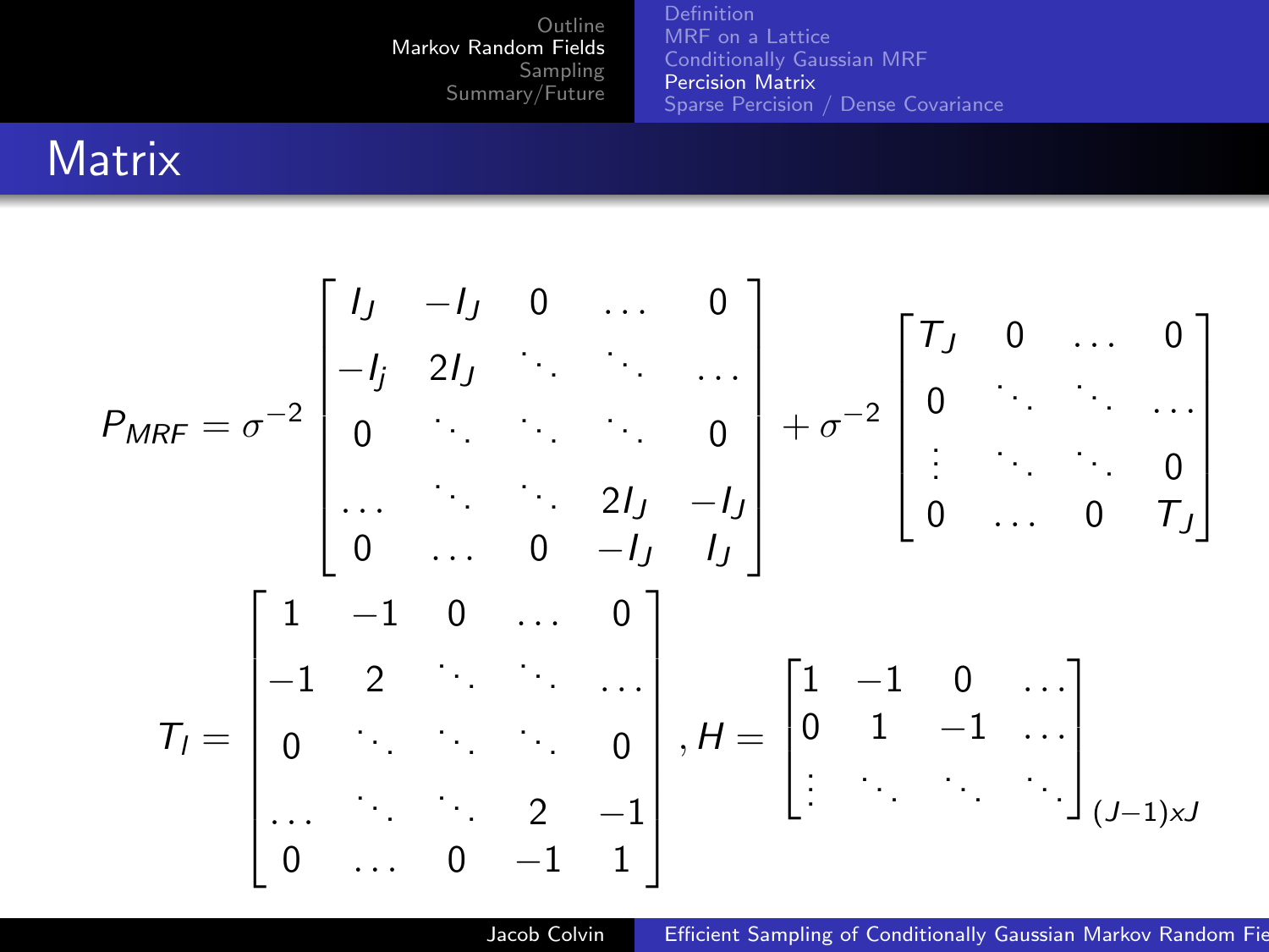# Matrix

$$P_{MRF} = \sigma^{-2} \begin{bmatrix} I_J & -I_J & 0 & \dots & 0 \\ -I_j & 2I_J & \ddots & \ddots & \dots \\ 0 & \ddots & \ddots & \ddots & 0 \\ \dots & \ddots & \ddots & 2I_J & -I_J \\ 0 & \dots & 0 & -I_J & I_J \end{bmatrix} + \sigma^{-2} \begin{bmatrix} T_J & 0 & \dots & 0 \\ 0 & \ddots & \ddots & \dots \\ \vdots & \ddots & \ddots & 0 \\ 0 & \dots & 0 & T_J \end{bmatrix}$$

$$T_I = \begin{bmatrix} 1 & -1 & 0 & \dots & 0 \\ -1 & 2 & \ddots & \ddots & \dots \\ 0 & \ddots & \ddots & \ddots & 0 \\ \dots & \ddots & \ddots & 2 & -1 \\ 0 & \dots & 0 & -1 & 1 \end{bmatrix}, H = \begin{bmatrix} 1 & -1 & 0 & \dots \\ 0 & 1 & -1 & \dots \\ \vdots & \ddots & \ddots & \ddots \end{bmatrix}_{(J-1)xJ}$$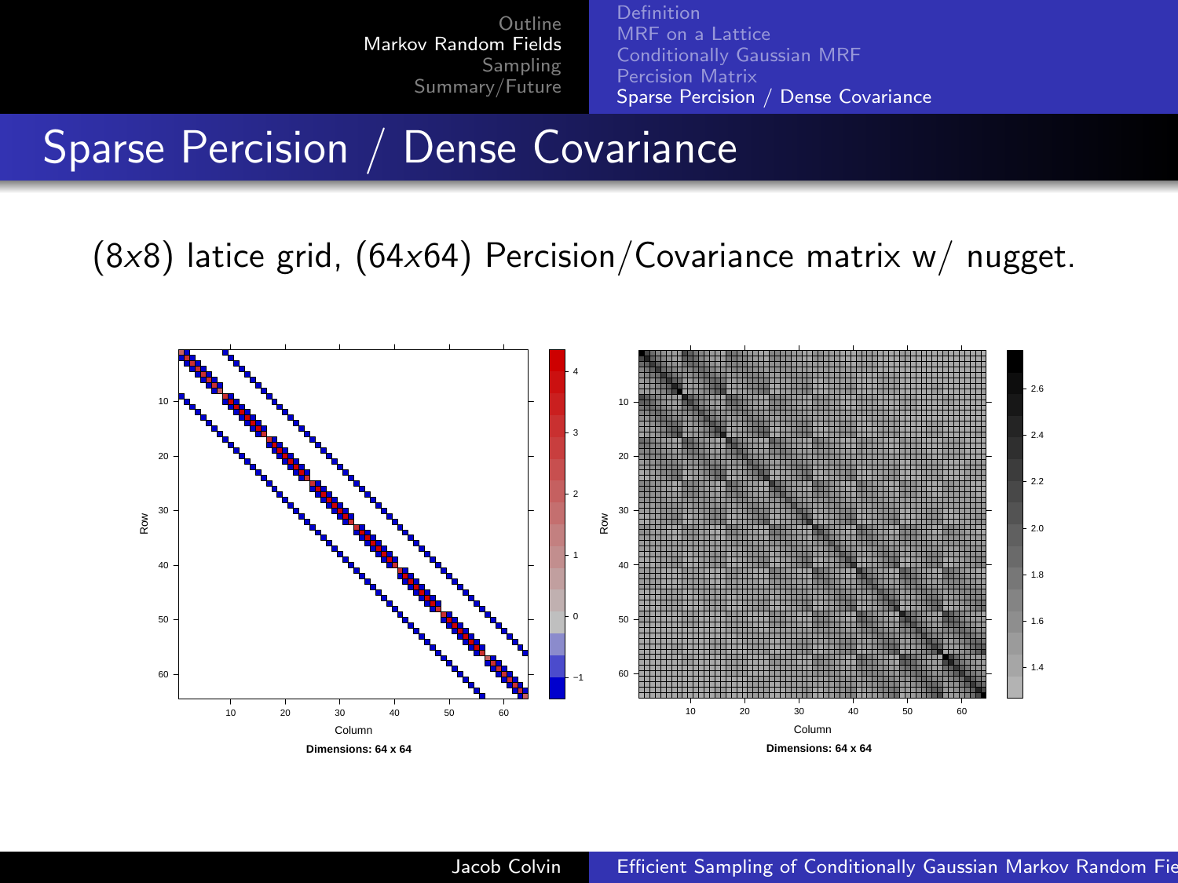# Sparse Percision / Dense Covariance

(8$x$8) latice grid, (64$x$64) Percision/Covariance matrix w/ nugget.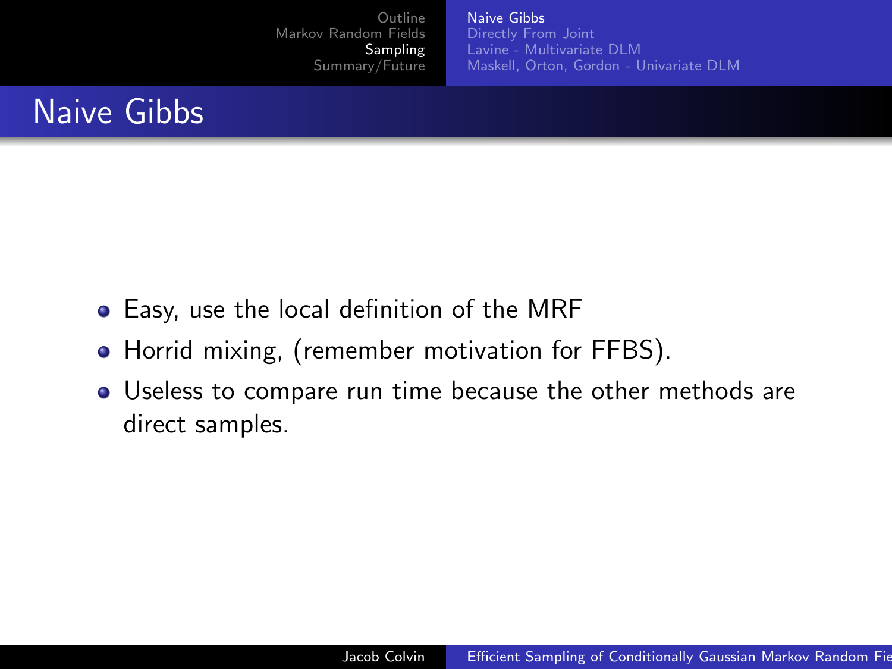# Naive Gibbs

- Easy, use the local definition of the MRF
- Horrid mixing, (remember motivation for FFBS).
- Useless to compare run time because the other methods are direct samples.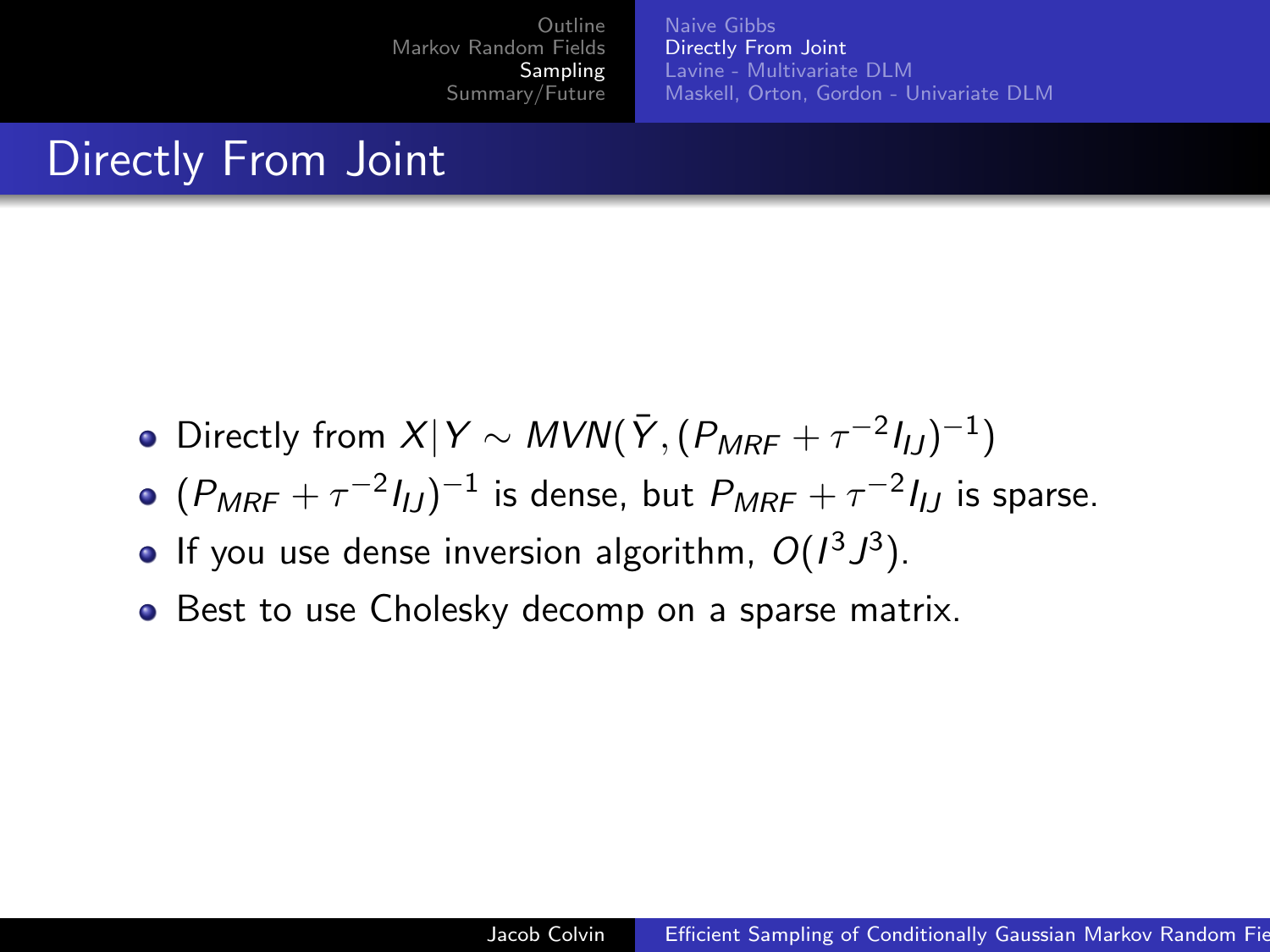# Directly From Joint

- Directly from $X|Y \sim MVN(\bar{Y}, (P_{MRF} + \tau^{-2} I_{IJ})^{-1})$
- $(P_{MRF} + \tau^{-2} I_{IJ})^{-1}$ is dense, but $P_{MRF} + \tau^{-2} I_{IJ}$ is sparse.
- If you use dense inversion algorithm, $O(I^3 J^3)$.
- Best to use Cholesky decomp on a sparse matrix.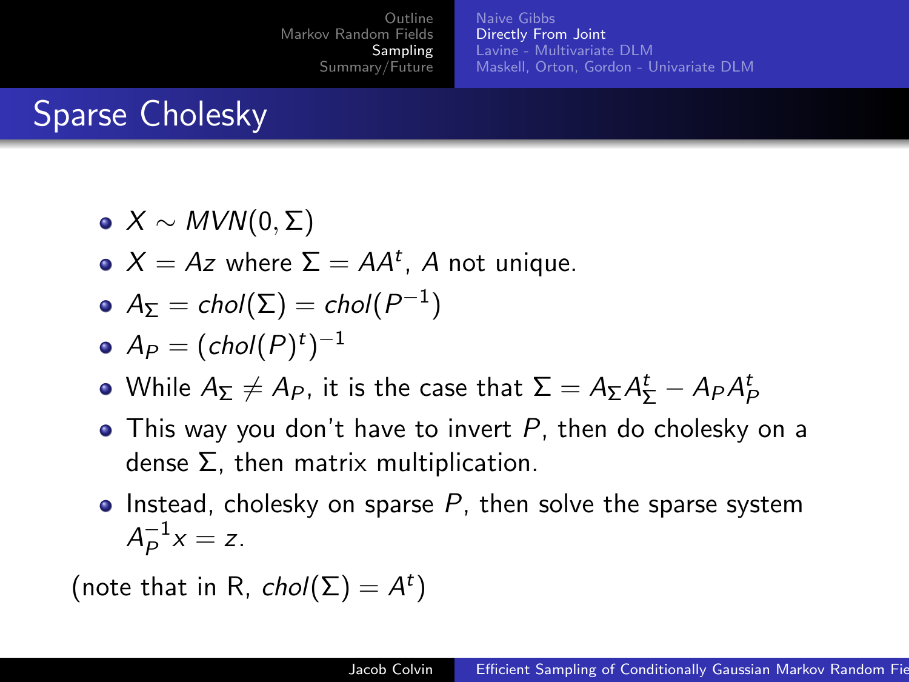## Sparse Cholesky

- $X \sim MVN(0, \Sigma)$
- $X = Az$ where $\Sigma = AA^t$, $A$ not unique.
- $A_\Sigma = chol(\Sigma) = chol(P^{-1})$
- $A_P = (chol(P)^t)^{-1}$
- While $A_\Sigma \neq A_P$, it is the case that $\Sigma = A_\Sigma A_\Sigma^t - A_P A_P^t$
- This way you don't have to invert $P$, then do cholesky on a dense $\Sigma$, then matrix multiplication.
- Instead, cholesky on sparse $P$, then solve the sparse system $A_P^{-1} x = z$.

(note that in R, $chol(\Sigma) = A^t$)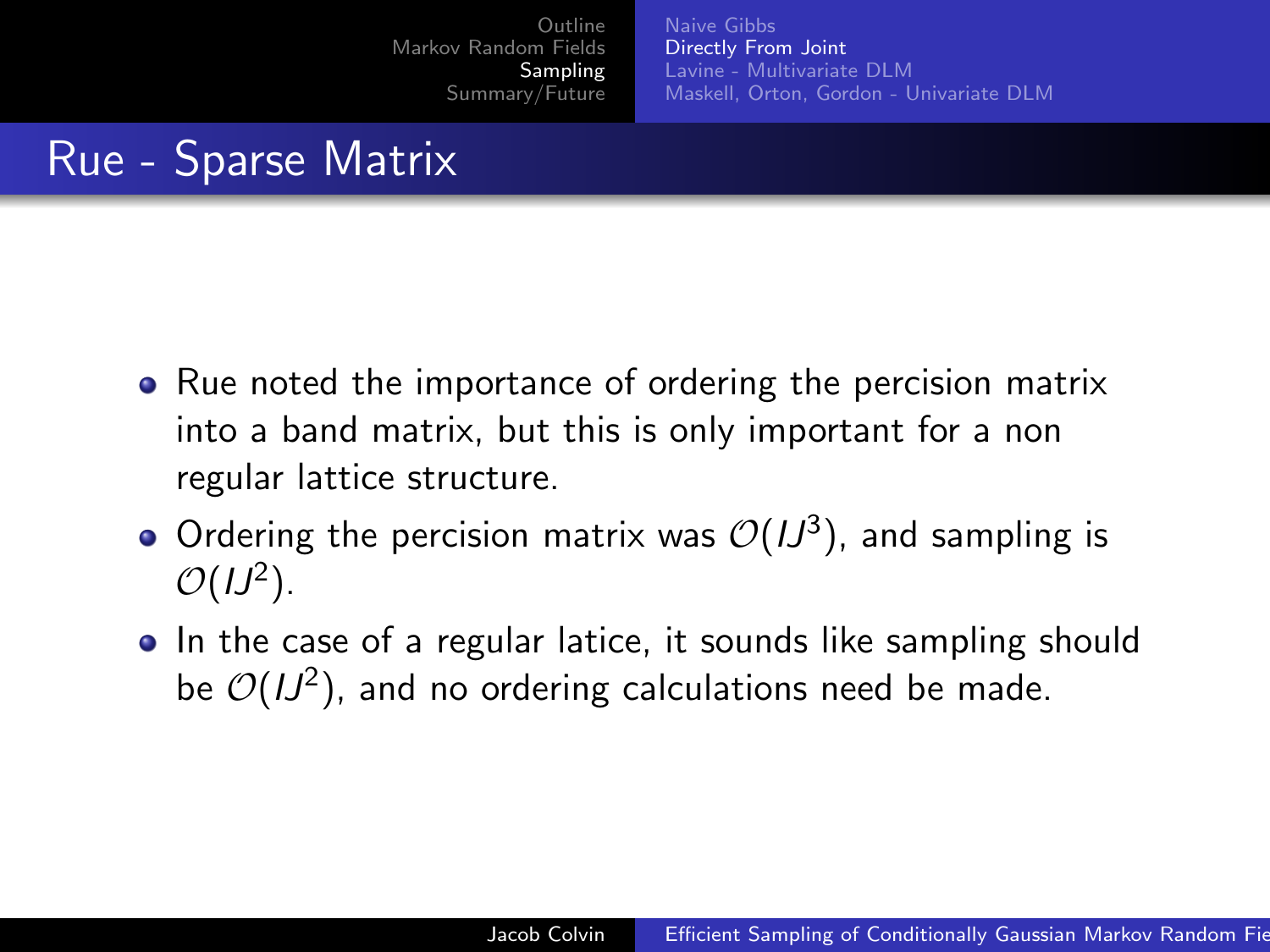# Rue - Sparse Matrix

- Rue noted the importance of ordering the percision matrix into a band matrix, but this is only important for a non regular lattice structure.
- Ordering the percision matrix was $\mathcal{O}(IJ^3)$, and sampling is $\mathcal{O}(IJ^2)$.
- In the case of a regular latice, it sounds like sampling should be $\mathcal{O}(IJ^2)$, and no ordering calculations need be made.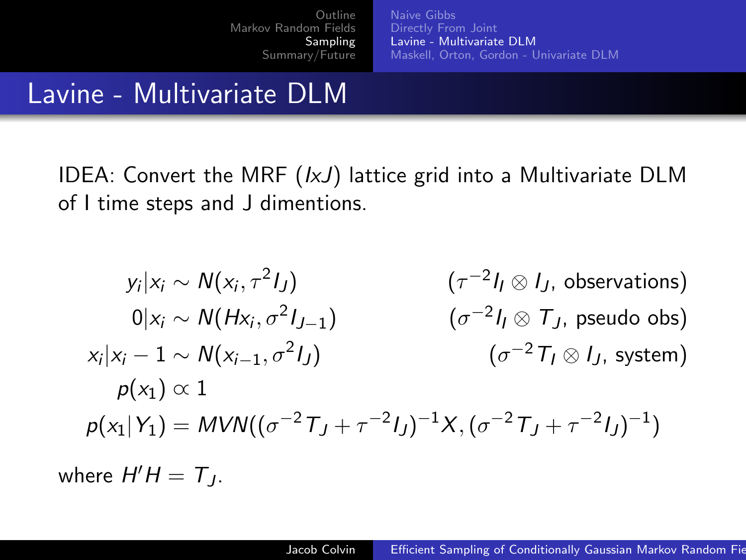# Lavine - Multivariate DLM

IDEA: Convert the MRF ($IxJ$) lattice grid into a Multivariate DLM of I time steps and J dimentions.

$$
\begin{aligned}
y_i|x_i &\sim N(x_i, \tau^2 I_J) && (\tau^{-2} I_I \otimes I_J, \text{ observations}) \\
0|x_i &\sim N(Hx_i, \sigma^2 I_{J-1}) && (\sigma^{-2} I_I \otimes T_J, \text{ pseudo obs}) \\
x_i|x_i - 1 &\sim N(x_{i-1}, \sigma^2 I_J) && (\sigma^{-2} T_I \otimes I_J, \text{ system}) \\
p(x_1) &\propto 1 \\
p(x_1|Y_1) &= MVN((\sigma^{-2} T_J + \tau^{-2} I_J)^{-1} X, (\sigma^{-2} T_J + \tau^{-2} I_J)^{-1})
\end{aligned}
$$

where $H'H = T_J$.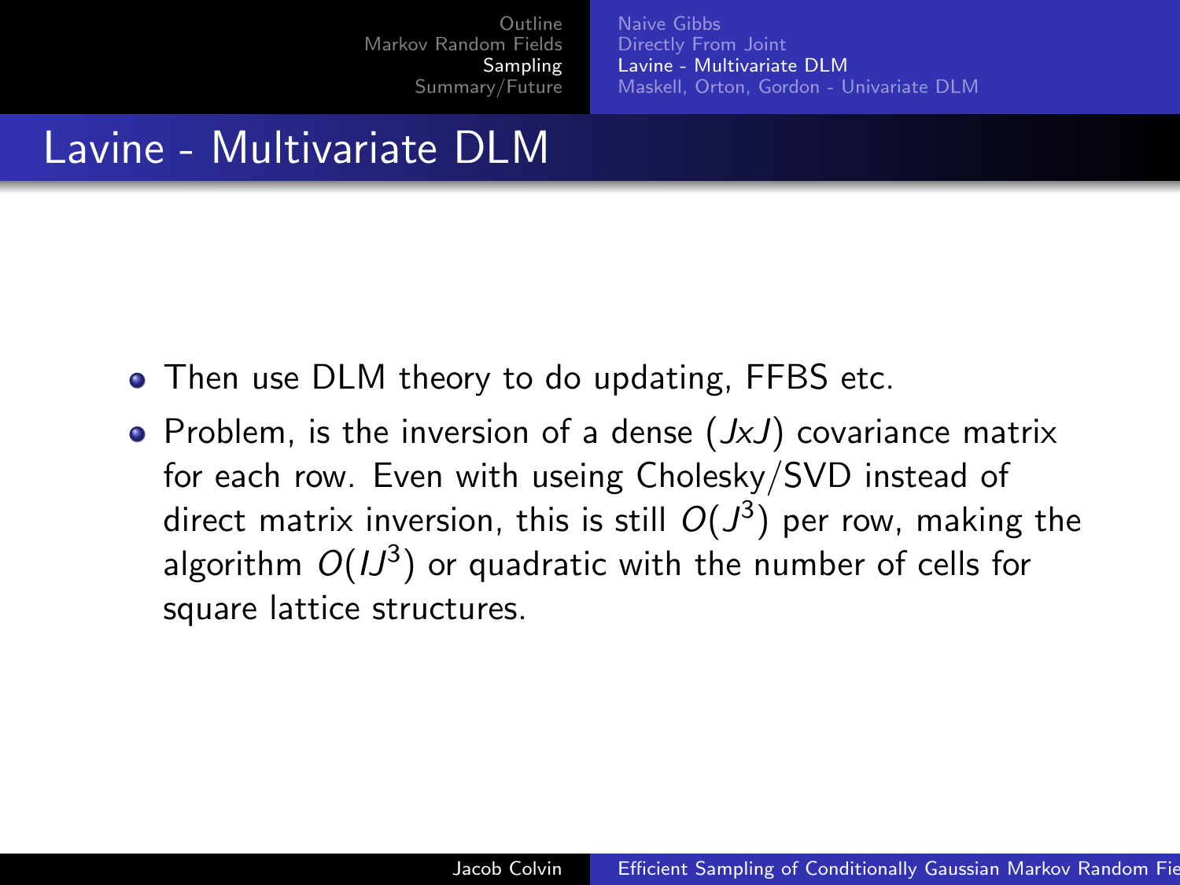# Lavine - Multivariate DLM

- Then use DLM theory to do updating, FFBS etc.
- Problem, is the inversion of a dense ($JxJ$) covariance matrix for each row. Even with useing Cholesky/SVD instead of direct matrix inversion, this is still $O(J^3)$ per row, making the algorithm $O(IJ^3)$ or quadratic with the number of cells for square lattice structures.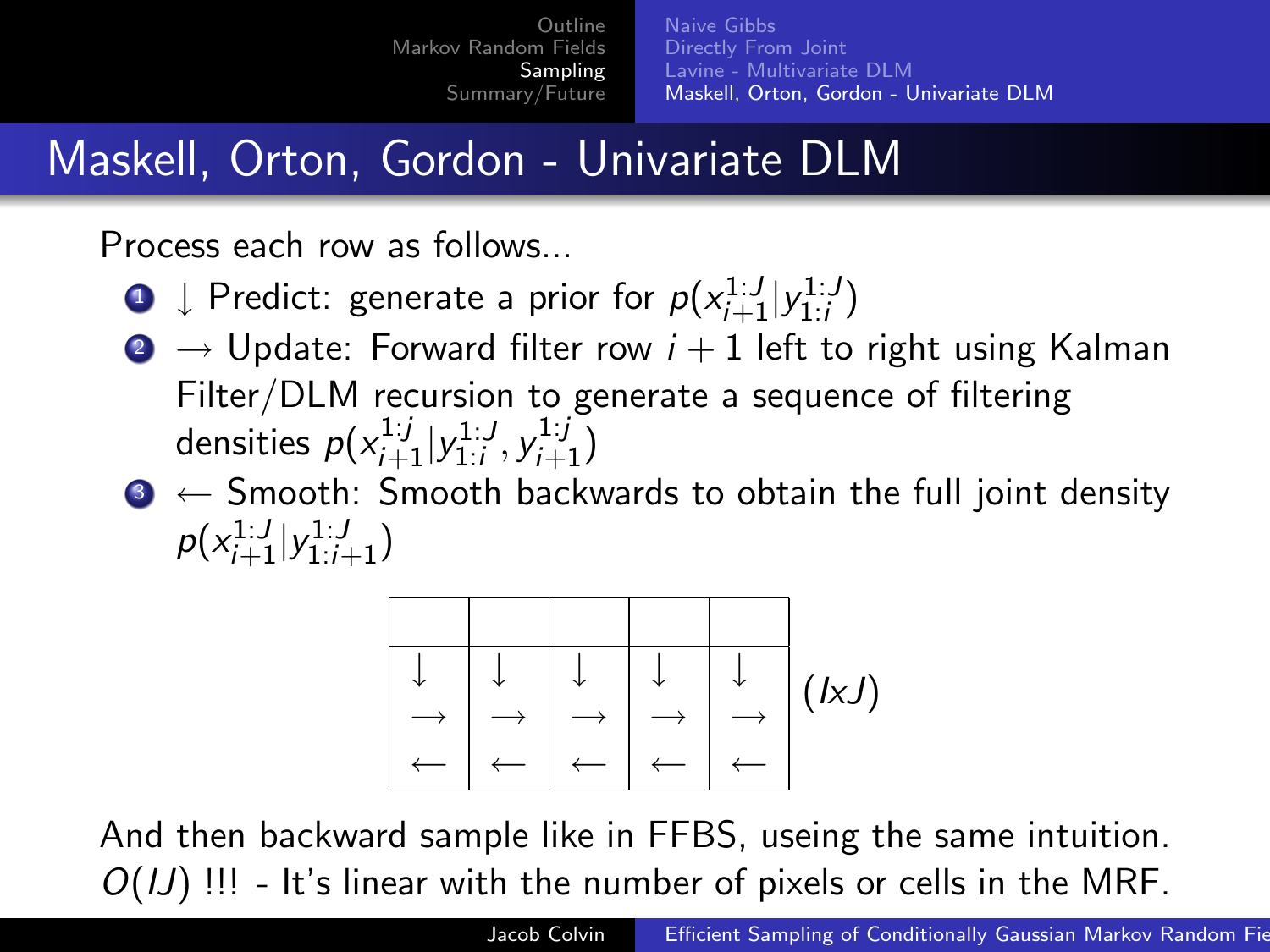# Maskell, Orton, Gordon - Univariate DLM

Process each row as follows...

1. $\downarrow$ Predict: generate a prior for $p(x_{i+1}^{1:J}|y_{1:i}^{1:J})$
2. $\rightarrow$ Update: Forward filter row $i+1$ left to right using Kalman Filter/DLM recursion to generate a sequence of filtering densities $p(x_{i+1}^{1:j}|y_{1:i}^{1:J}, y_{i+1}^{1:j})$
3. $\leftarrow$ Smooth: Smooth backwards to obtain the full joint density $p(x_{i+1}^{1:J}|y_{1:i+1}^{1:J})$

| | | | | | |
|---|---|---|---|---|---|
| | | | | | |
| $\downarrow$ $\rightarrow$ $\leftarrow$ | $\downarrow$ $\rightarrow$ $\leftarrow$ | $\downarrow$ $\rightarrow$ $\leftarrow$ | $\downarrow$ $\rightarrow$ $\leftarrow$ | $\downarrow$ $\rightarrow$ $\leftarrow$ | $(IxJ)$ |

And then backward sample like in FFBS, useing the same intuition. $O(IJ)$ !!! - It's linear with the number of pixels or cells in the MRF.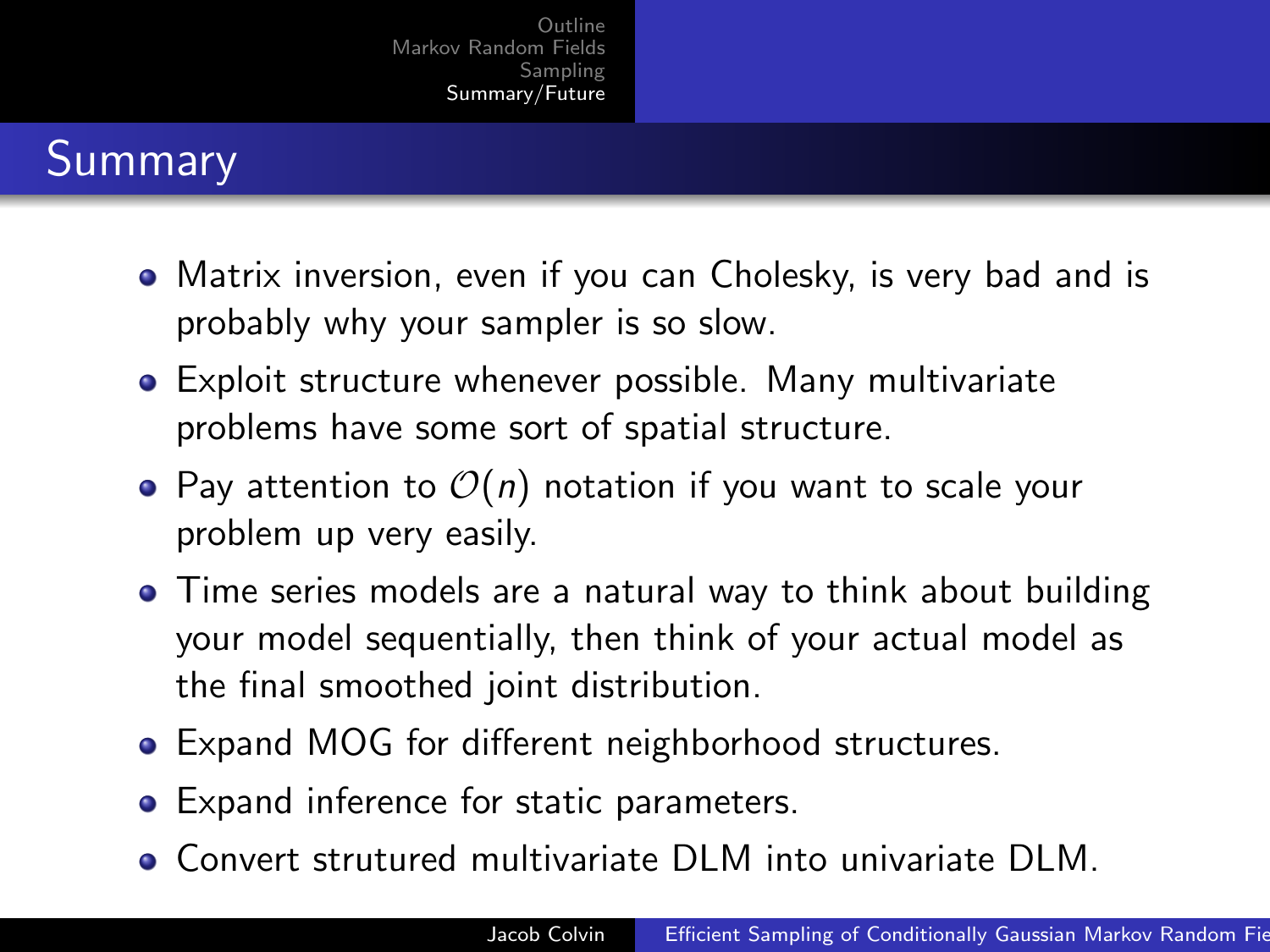# Summary

- Matrix inversion, even if you can Cholesky, is very bad and is probably why your sampler is so slow.
- Exploit structure whenever possible. Many multivariate problems have some sort of spatial structure.
- Pay attention to $\mathcal{O}(n)$ notation if you want to scale your problem up very easily.
- Time series models are a natural way to think about building your model sequentially, then think of your actual model as the final smoothed joint distribution.
- Expand MOG for different neighborhood structures.
- Expand inference for static parameters.
- Convert strutured multivariate DLM into univariate DLM.